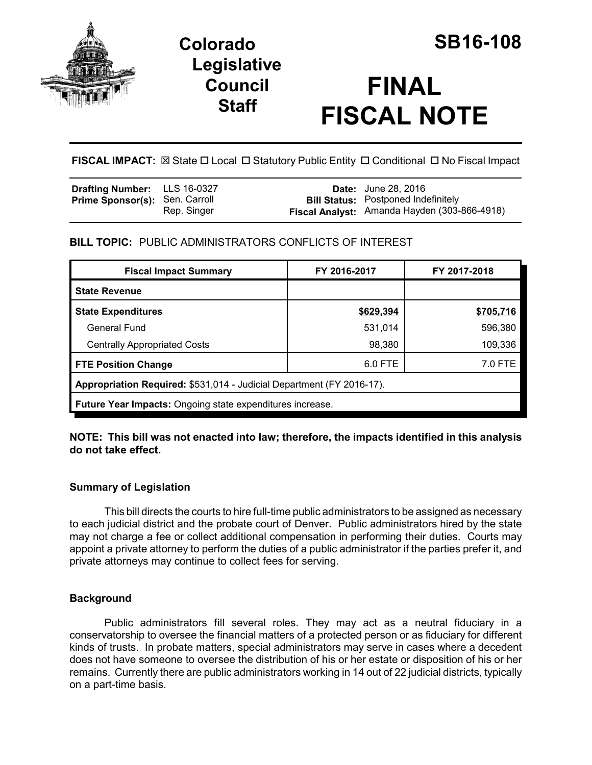# Colorado Legislative Council Staff

# SB16-108

# FINAL FISCAL NOTE

**FISCAL IMPACT:** ☒ State ☐ Local ☐ Statutory Public Entity ☐ Conditional ☐ No Fiscal Impact

| | | | |
|---|---|---|---|
| **Drafting Number:** | LLS 16-0327 | **Date:** | June 28, 2016 |
| **Prime Sponsor(s):** | Sen. Carroll<br>Rep. Singer | **Bill Status:** | Postponed Indefinitely |
| | | **Fiscal Analyst:** | Amanda Hayden (303-866-4918) |

**BILL TOPIC:** PUBLIC ADMINISTRATORS CONFLICTS OF INTEREST

| Fiscal Impact Summary | FY 2016-2017 | FY 2017-2018 |
|---|---|---|
| **State Revenue** | | |
| **State Expenditures** | **$629,394** | **$705,716** |
| General Fund | 531,014 | 596,380 |
| Centrally Appropriated Costs | 98,380 | 109,336 |
| **FTE Position Change** | 6.0 FTE | 7.0 FTE |
| **Appropriation Required:** $531,014 - Judicial Department (FY 2016-17). | | |
| **Future Year Impacts:** Ongoing state expenditures increase. | | |

**NOTE: This bill was not enacted into law; therefore, the impacts identified in this analysis do not take effect.**

### Summary of Legislation

This bill directs the courts to hire full-time public administrators to be assigned as necessary to each judicial district and the probate court of Denver. Public administrators hired by the state may not charge a fee or collect additional compensation in performing their duties. Courts may appoint a private attorney to perform the duties of a public administrator if the parties prefer it, and private attorneys may continue to collect fees for serving.

### Background

Public administrators fill several roles. They may act as a neutral fiduciary in a conservatorship to oversee the financial matters of a protected person or as fiduciary for different kinds of trusts. In probate matters, special administrators may serve in cases where a decedent does not have someone to oversee the distribution of his or her estate or disposition of his or her remains. Currently there are public administrators working in 14 out of 22 judicial districts, typically on a part-time basis.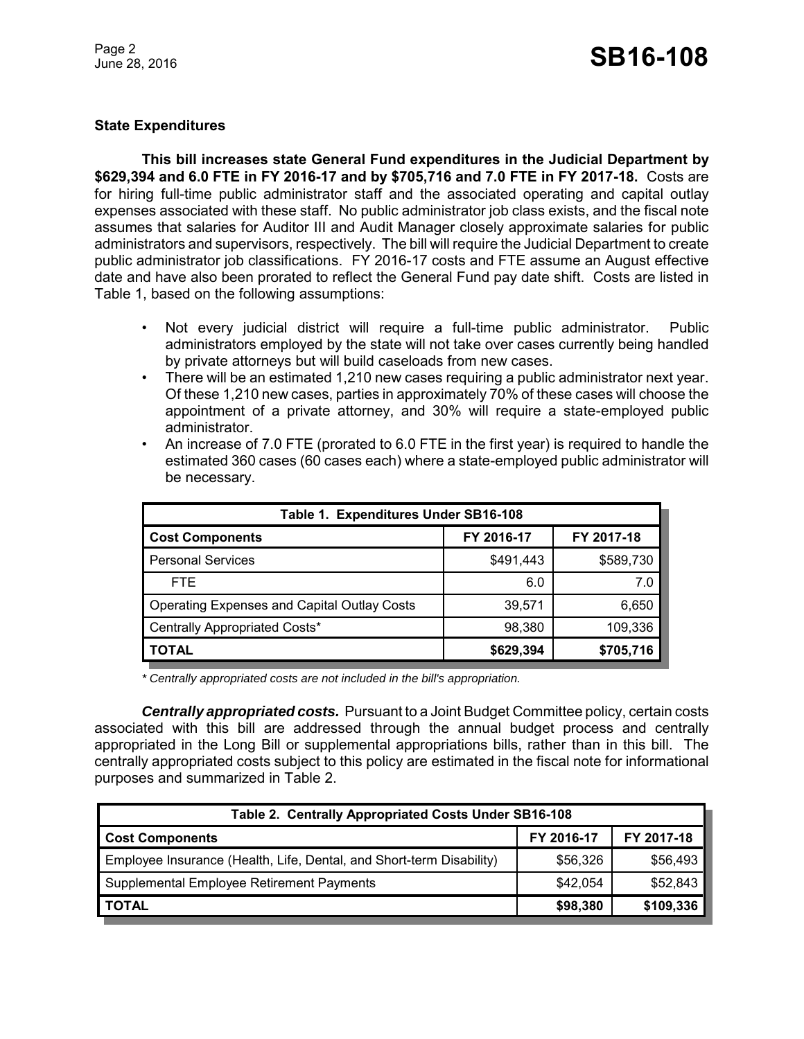### State Expenditures

**This bill increases state General Fund expenditures in the Judicial Department by $629,394 and 6.0 FTE in FY 2016-17 and by $705,716 and 7.0 FTE in FY 2017-18.** Costs are for hiring full-time public administrator staff and the associated operating and capital outlay expenses associated with these staff. No public administrator job class exists, and the fiscal note assumes that salaries for Auditor III and Audit Manager closely approximate salaries for public administrators and supervisors, respectively. The bill will require the Judicial Department to create public administrator job classifications. FY 2016-17 costs and FTE assume an August effective date and have also been prorated to reflect the General Fund pay date shift. Costs are listed in Table 1, based on the following assumptions:

- Not every judicial district will require a full-time public administrator. Public administrators employed by the state will not take over cases currently being handled by private attorneys but will build caseloads from new cases.
- There will be an estimated 1,210 new cases requiring a public administrator next year. Of these 1,210 new cases, parties in approximately 70% of these cases will choose the appointment of a private attorney, and 30% will require a state-employed public administrator.
- An increase of 7.0 FTE (prorated to 6.0 FTE in the first year) is required to handle the estimated 360 cases (60 cases each) where a state-employed public administrator will be necessary.

| Table 1. Expenditures Under SB16-108 | | |
|---|---|---|
| **Cost Components** | **FY 2016-17** | **FY 2017-18** |
| Personal Services | $491,443 | $589,730 |
| FTE | 6.0 | 7.0 |
| Operating Expenses and Capital Outlay Costs | 39,571 | 6,650 |
| Centrally Appropriated Costs* | 98,380 | 109,336 |
| **TOTAL** | **$629,394** | **$705,716** |

*\* Centrally appropriated costs are not included in the bill's appropriation.*

***Centrally appropriated costs.*** Pursuant to a Joint Budget Committee policy, certain costs associated with this bill are addressed through the annual budget process and centrally appropriated in the Long Bill or supplemental appropriations bills, rather than in this bill. The centrally appropriated costs subject to this policy are estimated in the fiscal note for informational purposes and summarized in Table 2.

| Table 2. Centrally Appropriated Costs Under SB16-108 | | |
|---|---|---|
| **Cost Components** | **FY 2016-17** | **FY 2017-18** |
| Employee Insurance (Health, Life, Dental, and Short-term Disability) | $56,326 | $56,493 |
| Supplemental Employee Retirement Payments | $42,054 | $52,843 |
| **TOTAL** | **$98,380** | **$109,336** |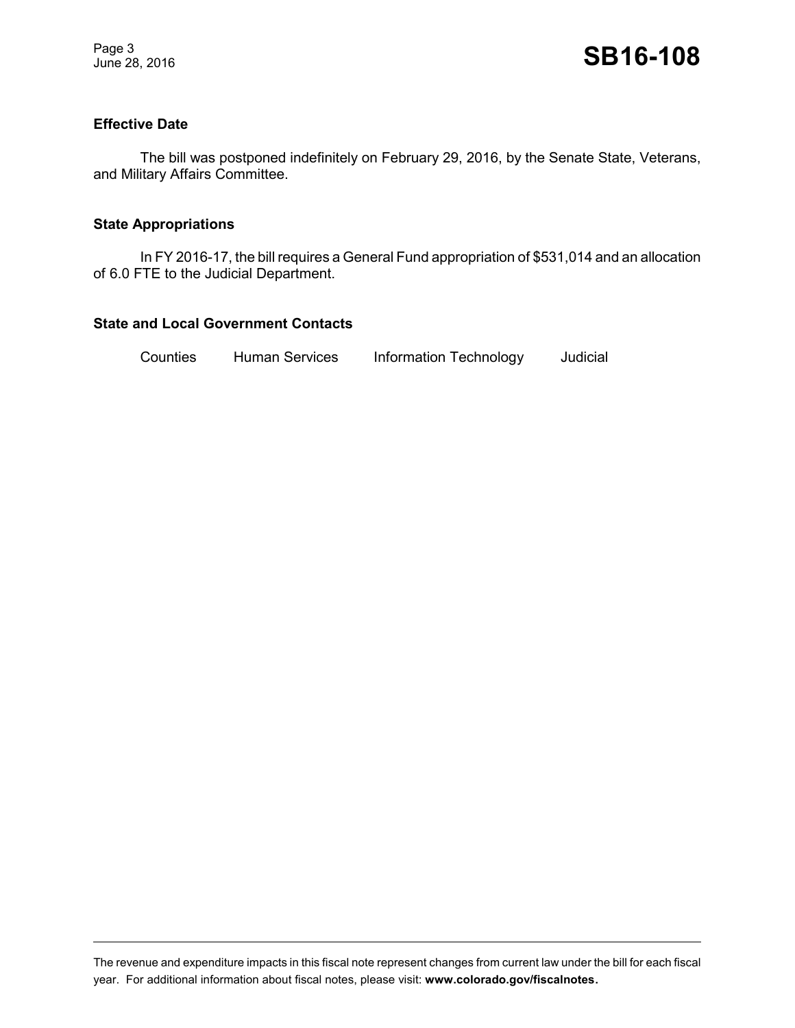**Effective Date**

The bill was postponed indefinitely on February 29, 2016, by the Senate State, Veterans, and Military Affairs Committee.

**State Appropriations**

In FY 2016-17, the bill requires a General Fund appropriation of $531,014 and an allocation of 6.0 FTE to the Judicial Department.

**State and Local Government Contacts**

Counties Human Services Information Technology Judicial

The revenue and expenditure impacts in this fiscal note represent changes from current law under the bill for each fiscal year. For additional information about fiscal notes, please visit: **www.colorado.gov/fiscalnotes.**